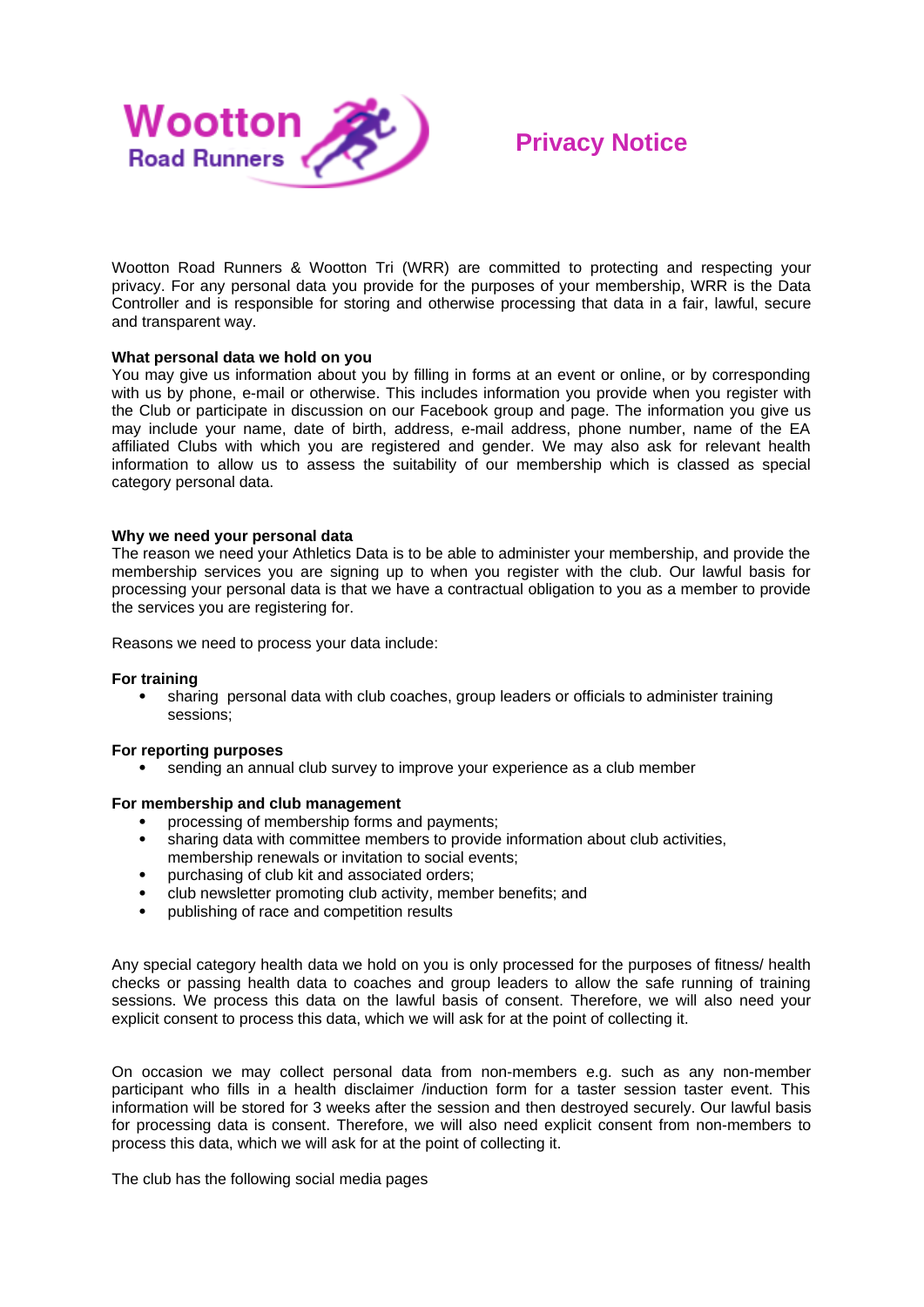Wootton Road Runners

# Privacy Notice

Wootton Road Runners & Wootton Tri (WRR) are committed to protecting and respecting your privacy. For any personal data you provide for the purposes of your membership, WRR is the Data Controller and is responsible for storing and otherwise processing that data in a fair, lawful, secure and transparent way.

**What personal data we hold on you**
You may give us information about you by filling in forms at an event or online, or by corresponding with us by phone, e-mail or otherwise. This includes information you provide when you register with the Club or participate in discussion on our Facebook group and page. The information you give us may include your name, date of birth, address, e-mail address, phone number, name of the EA affiliated Clubs with which you are registered and gender. We may also ask for relevant health information to allow us to assess the suitability of our membership which is classed as special category personal data.

**Why we need your personal data**
The reason we need your Athletics Data is to be able to administer your membership, and provide the membership services you are signing up to when you register with the club. Our lawful basis for processing your personal data is that we have a contractual obligation to you as a member to provide the services you are registering for.

Reasons we need to process your data include:

**For training**

- sharing personal data with club coaches, group leaders or officials to administer training sessions;

**For reporting purposes**

- sending an annual club survey to improve your experience as a club member

**For membership and club management**

- processing of membership forms and payments;
- sharing data with committee members to provide information about club activities, membership renewals or invitation to social events;
- purchasing of club kit and associated orders;
- club newsletter promoting club activity, member benefits; and
- publishing of race and competition results

Any special category health data we hold on you is only processed for the purposes of fitness/ health checks or passing health data to coaches and group leaders to allow the safe running of training sessions. We process this data on the lawful basis of consent. Therefore, we will also need your explicit consent to process this data, which we will ask for at the point of collecting it.

On occasion we may collect personal data from non-members e.g. such as any non-member participant who fills in a health disclaimer /induction form for a taster session taster event. This information will be stored for 3 weeks after the session and then destroyed securely. Our lawful basis for processing data is consent. Therefore, we will also need explicit consent from non-members to process this data, which we will ask for at the point of collecting it.

The club has the following social media pages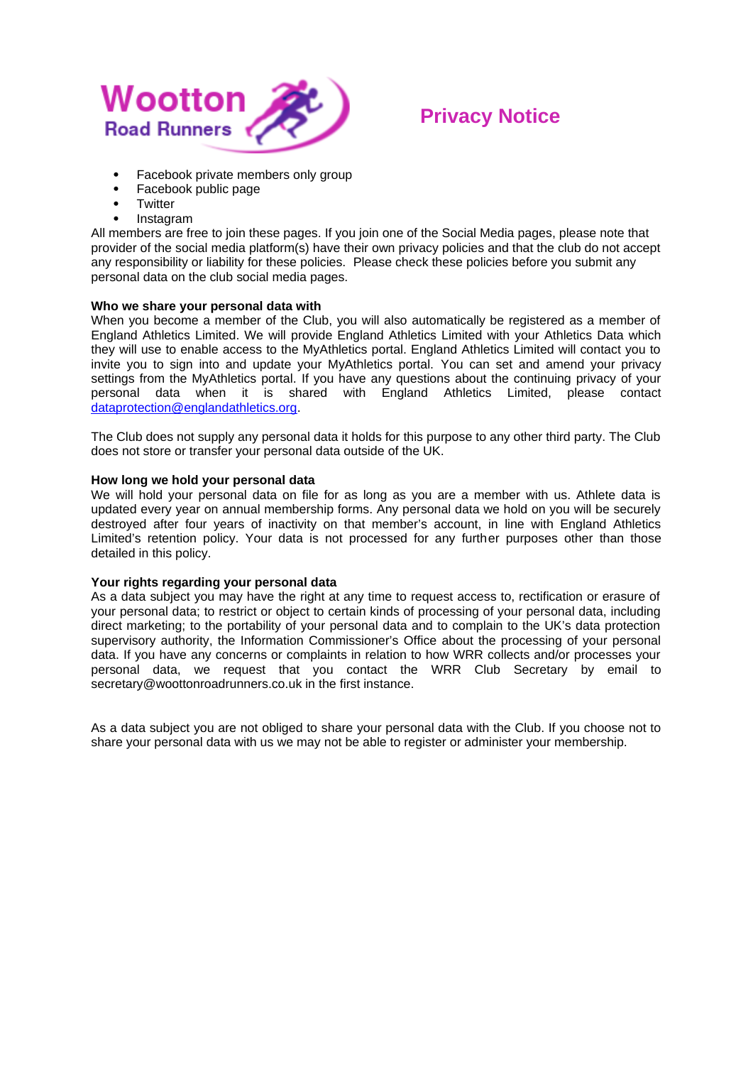- Facebook private members only group
- Facebook public page
- Twitter
- Instagram

All members are free to join these pages. If you join one of the Social Media pages, please note that provider of the social media platform(s) have their own privacy policies and that the club do not accept any responsibility or liability for these policies. Please check these policies before you submit any personal data on the club social media pages.

**Who we share your personal data with**
When you become a member of the Club, you will also automatically be registered as a member of England Athletics Limited. We will provide England Athletics Limited with your Athletics Data which they will use to enable access to the MyAthletics portal. England Athletics Limited will contact you to invite you to sign into and update your MyAthletics portal. You can set and amend your privacy settings from the MyAthletics portal. If you have any questions about the continuing privacy of your personal data when it is shared with England Athletics Limited, please contact dataprotection@englandathletics.org.

The Club does not supply any personal data it holds for this purpose to any other third party. The Club does not store or transfer your personal data outside of the UK.

**How long we hold your personal data**
We will hold your personal data on file for as long as you are a member with us. Athlete data is updated every year on annual membership forms. Any personal data we hold on you will be securely destroyed after four years of inactivity on that member's account, in line with England Athletics Limited's retention policy. Your data is not processed for any further purposes other than those detailed in this policy.

**Your rights regarding your personal data**
As a data subject you may have the right at any time to request access to, rectification or erasure of your personal data; to restrict or object to certain kinds of processing of your personal data, including direct marketing; to the portability of your personal data and to complain to the UK's data protection supervisory authority, the Information Commissioner's Office about the processing of your personal data. If you have any concerns or complaints in relation to how WRR collects and/or processes your personal data, we request that you contact the WRR Club Secretary by email to secretary@woottonroadrunners.co.uk in the first instance.

As a data subject you are not obliged to share your personal data with the Club. If you choose not to share your personal data with us we may not be able to register or administer your membership.